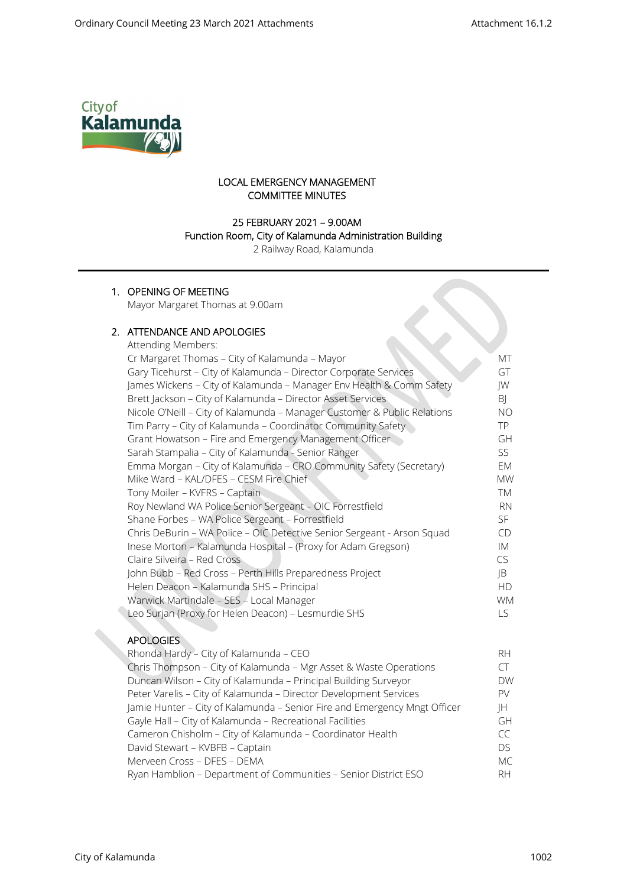# LOCAL EMERGENCY MANAGEMENT COMMITTEE MINUTES

**25 FEBRUARY 2021 – 9.00AM**
**Function Room, City of Kalamunda Administration Building**
2 Railway Road, Kalamunda

## 1. OPENING OF MEETING

Mayor Margaret Thomas at 9.00am

## 2. ATTENDANCE AND APOLOGIES

Attending Members:

| | |
|---|---|
| Cr Margaret Thomas – City of Kalamunda – Mayor | MT |
| Gary Ticehurst – City of Kalamunda – Director Corporate Services | GT |
| James Wickens – City of Kalamunda – Manager Env Health & Comm Safety | JW |
| Brett Jackson – City of Kalamunda – Director Asset Services | BJ |
| Nicole O'Neill – City of Kalamunda – Manager Customer & Public Relations | NO |
| Tim Parry – City of Kalamunda – Coordinator Community Safety | TP |
| Grant Howatson – Fire and Emergency Management Officer | GH |
| Sarah Stampalia – City of Kalamunda - Senior Ranger | SS |
| Emma Morgan – City of Kalamunda – CRO Community Safety (Secretary) | EM |
| Mike Ward – KAL/DFES – CESM Fire Chief | MW |
| Tony Moiler – KVFRS – Captain | TM |
| Roy Newland WA Police Senior Sergeant – OIC Forrestfield | RN |
| Shane Forbes – WA Police Sergeant – Forrestfield | SF |
| Chris DeBurin – WA Police – OIC Detective Senior Sergeant - Arson Squad | CD |
| Inese Morton – Kalamunda Hospital – (Proxy for Adam Gregson) | IM |
| Claire Silveira – Red Cross | CS |
| John Bubb – Red Cross – Perth Hills Preparedness Project | JB |
| Helen Deacon – Kalamunda SHS – Principal | HD |
| Warwick Martindale – SES – Local Manager | WM |
| Leo Surjan (Proxy for Helen Deacon) – Lesmurdie SHS | LS |

**APOLOGIES**

| | |
|---|---|
| Rhonda Hardy – City of Kalamunda – CEO | RH |
| Chris Thompson – City of Kalamunda – Mgr Asset & Waste Operations | CT |
| Duncan Wilson – City of Kalamunda – Principal Building Surveyor | DW |
| Peter Varelis – City of Kalamunda – Director Development Services | PV |
| Jamie Hunter – City of Kalamunda – Senior Fire and Emergency Mngt Officer | JH |
| Gayle Hall – City of Kalamunda – Recreational Facilities | GH |
| Cameron Chisholm – City of Kalamunda – Coordinator Health | CC |
| David Stewart – KVBFB – Captain | DS |
| Merveen Cross – DFES – DEMA | MC |
| Ryan Hamblion – Department of Communities – Senior District ESO | RH |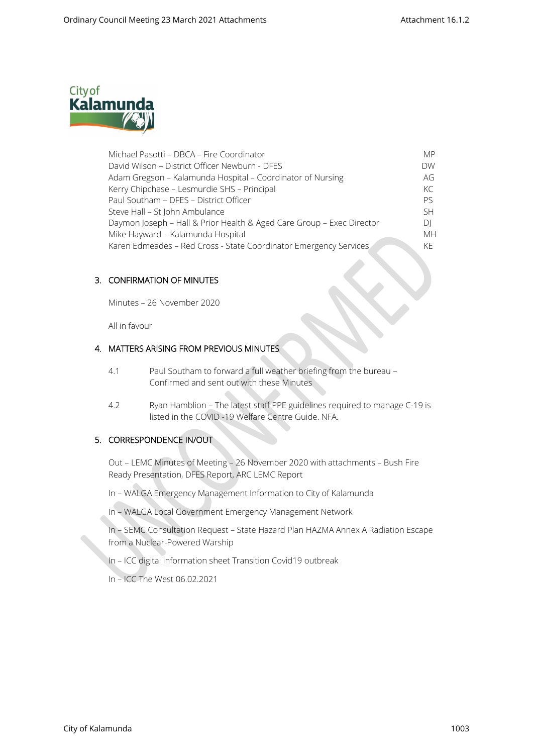| | |
|---|---|
| Michael Pasotti – DBCA – Fire Coordinator | MP |
| David Wilson – District Officer Newburn - DFES | DW |
| Adam Gregson – Kalamunda Hospital – Coordinator of Nursing | AG |
| Kerry Chipchase – Lesmurdie SHS – Principal | KC |
| Paul Southam – DFES – District Officer | PS |
| Steve Hall – St John Ambulance | SH |
| Daymon Joseph – Hall & Prior Health & Aged Care Group – Exec Director | DJ |
| Mike Hayward – Kalamunda Hospital | MH |
| Karen Edmeades – Red Cross - State Coordinator Emergency Services | KE |

## 3. CONFIRMATION OF MINUTES

Minutes – 26 November 2020

All in favour

## 4. MATTERS ARISING FROM PREVIOUS MINUTES

4.1 Paul Southam to forward a full weather briefing from the bureau – Confirmed and sent out with these Minutes

4.2 Ryan Hamblion – The latest staff PPE guidelines required to manage C-19 is listed in the COVID -19 Welfare Centre Guide. NFA.

## 5. CORRESPONDENCE IN/OUT

Out – LEMC Minutes of Meeting – 26 November 2020 with attachments – Bush Fire Ready Presentation, DFES Report, ARC LEMC Report

In – WALGA Emergency Management Information to City of Kalamunda

In – WALGA Local Government Emergency Management Network

In – SEMC Consultation Request – State Hazard Plan HAZMA Annex A Radiation Escape from a Nuclear-Powered Warship

In – ICC digital information sheet Transition Covid19 outbreak

In – ICC The West 06.02.2021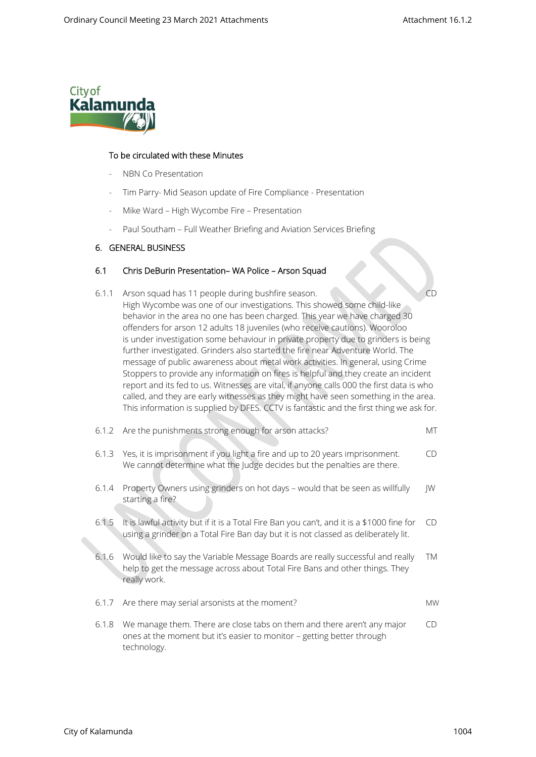To be circulated with these Minutes

- NBN Co Presentation
- Tim Parry- Mid Season update of Fire Compliance - Presentation
- Mike Ward – High Wycombe Fire – Presentation
- Paul Southam – Full Weather Briefing and Aviation Services Briefing

## 6. GENERAL BUSINESS

### 6.1 Chris DeBurin Presentation– WA Police – Arson Squad

| | | |
|---|---|---|
| 6.1.1 | Arson squad has 11 people during bushfire season. High Wycombe was one of our investigations. This showed some child-like behavior in the area no one has been charged. This year we have charged 30 offenders for arson 12 adults 18 juveniles (who receive cautions). Wooroloo is under investigation some behaviour in private property due to grinders is being further investigated. Grinders also started the fire near Adventure World. The message of public awareness about metal work activities. In general, using Crime Stoppers to provide any information on fires is helpful and they create an incident report and its fed to us. Witnesses are vital, if anyone calls 000 the first data is who called, and they are early witnesses as they might have seen something in the area. This information is supplied by DFES. CCTV is fantastic and the first thing we ask for. | CD |
| 6.1.2 | Are the punishments strong enough for arson attacks? | MT |
| 6.1.3 | Yes, it is imprisonment if you light a fire and up to 20 years imprisonment. We cannot determine what the Judge decides but the penalties are there. | CD |
| 6.1.4 | Property Owners using grinders on hot days – would that be seen as willfully starting a fire? | JW |
| 6.1.5 | It is lawful activity but if it is a Total Fire Ban you can't, and it is a $1000 fine for using a grinder on a Total Fire Ban day but it is not classed as deliberately lit. | CD |
| 6.1.6 | Would like to say the Variable Message Boards are really successful and really help to get the message across about Total Fire Bans and other things. They really work. | TM |
| 6.1.7 | Are there may serial arsonists at the moment? | MW |
| 6.1.8 | We manage them. There are close tabs on them and there aren't any major ones at the moment but it's easier to monitor – getting better through technology. | CD |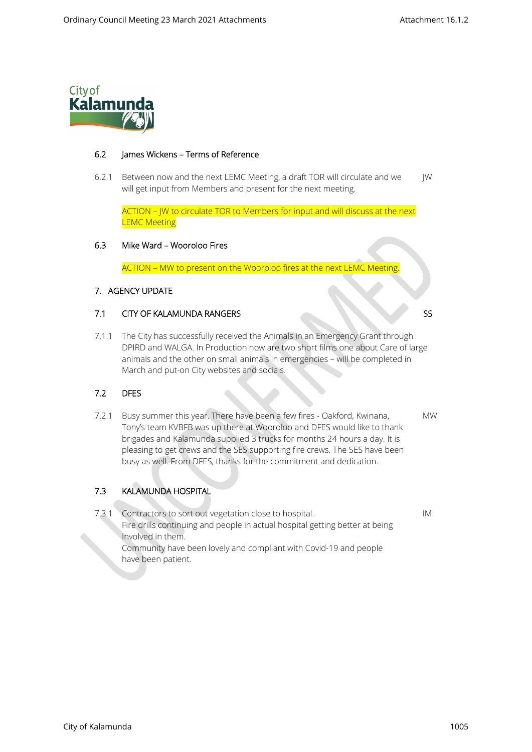### 6.2 James Wickens – Terms of Reference

6.2.1 Between now and the next LEMC Meeting, a draft TOR will circulate and we will get input from Members and present for the next meeting. — JW

ACTION – JW to circulate TOR to Members for input and will discuss at the next LEMC Meeting

### 6.3 Mike Ward – Wooroloo Fires

ACTION – MW to present on the Wooroloo fires at the next LEMC Meeting.

## 7. AGENCY UPDATE

### 7.1 CITY OF KALAMUNDA RANGERS — SS

7.1.1 The City has successfully received the Animals in an Emergency Grant through DPIRD and WALGA. In Production now are two short films one about Care of large animals and the other on small animals in emergencies – will be completed in March and put-on City websites and socials.

### 7.2 DFES

7.2.1 Busy summer this year. There have been a few fires - Oakford, Kwinana, Tony's team KVBFB was up there at Wooroloo and DFES would like to thank brigades and Kalamunda supplied 3 trucks for months 24 hours a day. It is pleasing to get crews and the SES supporting fire crews. The SES have been busy as well. From DFES, thanks for the commitment and dedication. — MW

### 7.3 KALAMUNDA HOSPITAL

7.3.1 Contractors to sort out vegetation close to hospital. — IM
Fire drills continuing and people in actual hospital getting better at being Involved in them.
Community have been lovely and compliant with Covid-19 and people have been patient.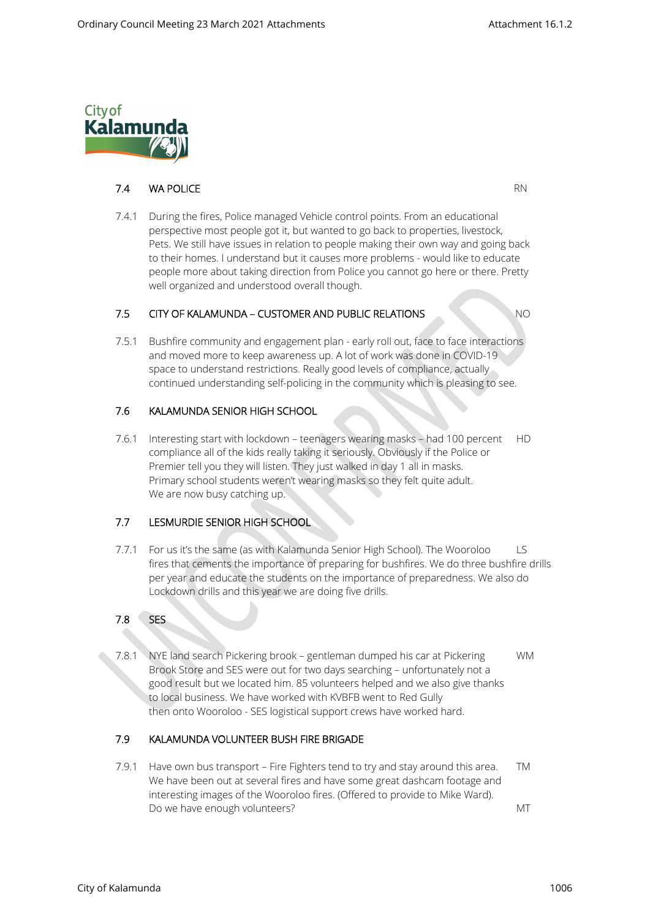## 7.4 WA POLICE — RN

7.4.1 During the fires, Police managed Vehicle control points. From an educational perspective most people got it, but wanted to go back to properties, livestock, Pets. We still have issues in relation to people making their own way and going back to their homes. I understand but it causes more problems - would like to educate people more about taking direction from Police you cannot go here or there. Pretty well organized and understood overall though.

## 7.5 CITY OF KALAMUNDA – CUSTOMER AND PUBLIC RELATIONS — NO

7.5.1 Bushfire community and engagement plan - early roll out, face to face interactions and moved more to keep awareness up. A lot of work was done in COVID-19 space to understand restrictions. Really good levels of compliance, actually continued understanding self-policing in the community which is pleasing to see.

## 7.6 KALAMUNDA SENIOR HIGH SCHOOL

7.6.1 Interesting start with lockdown – teenagers wearing masks – had 100 percent compliance all of the kids really taking it seriously. Obviously if the Police or Premier tell you they will listen. They just walked in day 1 all in masks. Primary school students weren't wearing masks so they felt quite adult. We are now busy catching up. — HD

## 7.7 LESMURDIE SENIOR HIGH SCHOOL

7.7.1 For us it's the same (as with Kalamunda Senior High School). The Wooroloo fires that cements the importance of preparing for bushfires. We do three bushfire drills per year and educate the students on the importance of preparedness. We also do Lockdown drills and this year we are doing five drills. — LS

## 7.8 SES

7.8.1 NYE land search Pickering brook – gentleman dumped his car at Pickering Brook Store and SES were out for two days searching – unfortunately not a good result but we located him. 85 volunteers helped and we also give thanks to local business. We have worked with KVBFB went to Red Gully then onto Wooroloo - SES logistical support crews have worked hard. — WM

## 7.9 KALAMUNDA VOLUNTEER BUSH FIRE BRIGADE

7.9.1 Have own bus transport – Fire Fighters tend to try and stay around this area. We have been out at several fires and have some great dashcam footage and interesting images of the Wooroloo fires. (Offered to provide to Mike Ward). — TM

Do we have enough volunteers? — MT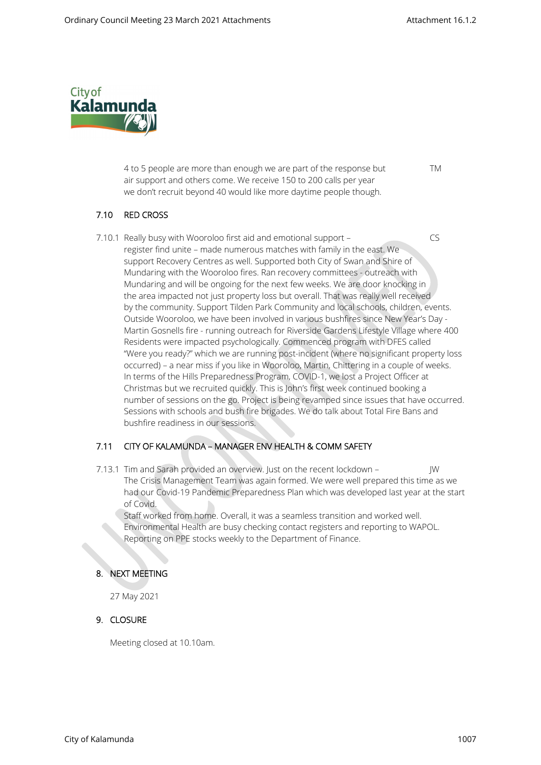4 to 5 people are more than enough we are part of the response but air support and others come. We receive 150 to 200 calls per year we don't recruit beyond 40 would like more daytime people though. TM

## 7.10 RED CROSS

7.10.1 Really busy with Wooroloo first aid and emotional support – register find unite – made numerous matches with family in the east. We support Recovery Centres as well. Supported both City of Swan and Shire of Mundaring with the Wooroloo fires. Ran recovery committees - outreach with Mundaring and will be ongoing for the next few weeks. We are door knocking in the area impacted not just property loss but overall. That was really well received by the community. Support Tilden Park Community and local schools, children, events. Outside Wooroloo, we have been involved in various bushfires since New Year's Day - Martin Gosnells fire - running outreach for Riverside Gardens Lifestyle Village where 400 Residents were impacted psychologically. Commenced program with DFES called "Were you ready?" which we are running post-incident (where no significant property loss occurred) – a near miss if you like in Wooroloo, Martin, Chittering in a couple of weeks. In terms of the Hills Preparedness Program, COVID-1, we lost a Project Officer at Christmas but we recruited quickly. This is John's first week continued booking a number of sessions on the go. Project is being revamped since issues that have occurred. Sessions with schools and bush fire brigades. We do talk about Total Fire Bans and bushfire readiness in our sessions. CS

## 7.11 CITY OF KALAMUNDA – MANAGER ENV HEALTH & COMM SAFETY

7.13.1 Tim and Sarah provided an overview. Just on the recent lockdown – The Crisis Management Team was again formed. We were well prepared this time as we had our Covid-19 Pandemic Preparedness Plan which was developed last year at the start of Covid. JW

Staff worked from home. Overall, it was a seamless transition and worked well. Environmental Health are busy checking contact registers and reporting to WAPOL. Reporting on PPE stocks weekly to the Department of Finance.

## 8. NEXT MEETING

27 May 2021

## 9. CLOSURE

Meeting closed at 10.10am.